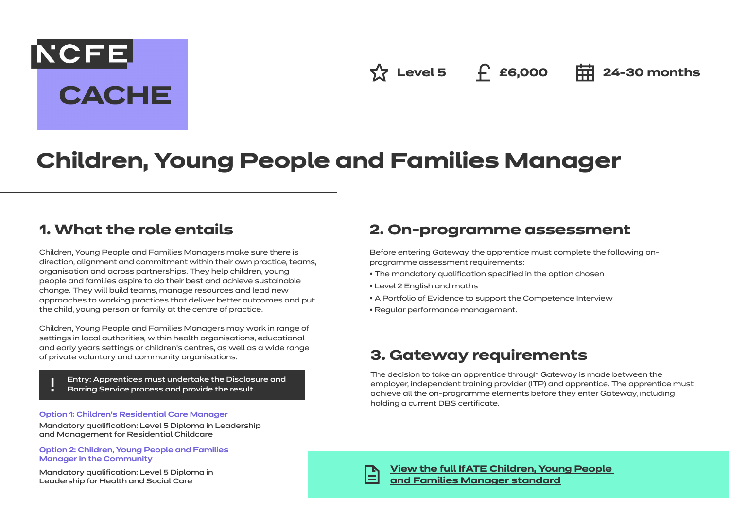NCFE CACHE

Level 5 | £6,000 | 24-30 months

# Children, Young People and Families Manager

## 1. What the role entails

Children, Young People and Families Managers make sure there is direction, alignment and commitment within their own practice, teams, organisation and across partnerships. They help children, young people and families aspire to do their best and achieve sustainable change. They will build teams, manage resources and lead new approaches to working practices that deliver better outcomes and put the child, young person or family at the centre of practice.

Children, Young People and Families Managers may work in range of settings in local authorities, within health organisations, educational and early years settings or children's centres, as well as a wide range of private voluntary and community organisations.

> ! Entry: Apprentices must undertake the Disclosure and Barring Service process and provide the result.

**Option 1: Children's Residential Care Manager**

Mandatory qualification: Level 5 Diploma in Leadership and Management for Residential Childcare

**Option 2: Children, Young People and Families Manager in the Community**

Mandatory qualification: Level 5 Diploma in Leadership for Health and Social Care

## 2. On-programme assessment

Before entering Gateway, the apprentice must complete the following on-programme assessment requirements:

- The mandatory qualification specified in the option chosen
- Level 2 English and maths
- A Portfolio of Evidence to support the Competence Interview
- Regular performance management.

## 3. Gateway requirements

The decision to take an apprentice through Gateway is made between the employer, independent training provider (ITP) and apprentice. The apprentice must achieve all the on-programme elements before they enter Gateway, including holding a current DBS certificate.

**View the full IfATE Children, Young People and Families Manager standard**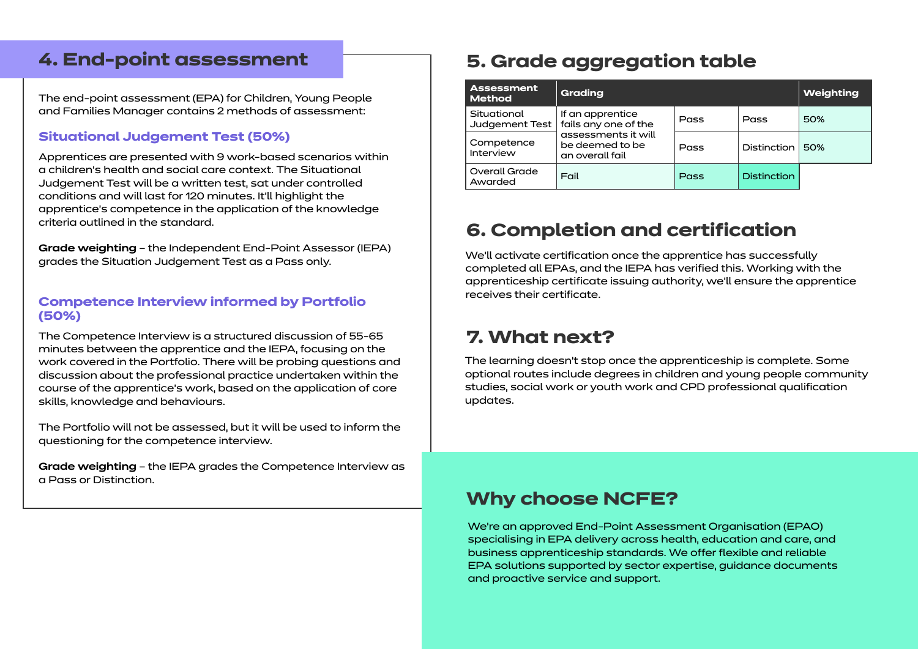## 4. End-point assessment

The end-point assessment (EPA) for Children, Young People and Families Manager contains 2 methods of assessment:

### Situational Judgement Test (50%)

Apprentices are presented with 9 work-based scenarios within a children's health and social care context. The Situational Judgement Test will be a written test, sat under controlled conditions and will last for 120 minutes. It'll highlight the apprentice's competence in the application of the knowledge criteria outlined in the standard.

**Grade weighting** – the Independent End-Point Assessor (IEPA) grades the Situation Judgement Test as a Pass only.

### Competence Interview informed by Portfolio (50%)

The Competence Interview is a structured discussion of 55-65 minutes between the apprentice and the IEPA, focusing on the work covered in the Portfolio. There will be probing questions and discussion about the professional practice undertaken within the course of the apprentice's work, based on the application of core skills, knowledge and behaviours.

The Portfolio will not be assessed, but it will be used to inform the questioning for the competence interview.

**Grade weighting** – the IEPA grades the Competence Interview as a Pass or Distinction.

## 5. Grade aggregation table

| Assessment Method | Grading | | | Weighting |
|---|---|---|---|---|
| Situational Judgement Test | If an apprentice fails any one of the assessments it will be deemed to be an overall fail | Pass | Pass | 50% |
| Competence Interview | | Pass | Distinction | 50% |
| Overall Grade Awarded | Fail | Pass | Distinction | |

## 6. Completion and certification

We'll activate certification once the apprentice has successfully completed all EPAs, and the IEPA has verified this. Working with the apprenticeship certificate issuing authority, we'll ensure the apprentice receives their certificate.

## 7. What next?

The learning doesn't stop once the apprenticeship is complete. Some optional routes include degrees in children and young people community studies, social work or youth work and CPD professional qualification updates.

## Why choose NCFE?

We're an approved End-Point Assessment Organisation (EPAO) specialising in EPA delivery across health, education and care, and business apprenticeship standards. We offer flexible and reliable EPA solutions supported by sector expertise, guidance documents and proactive service and support.